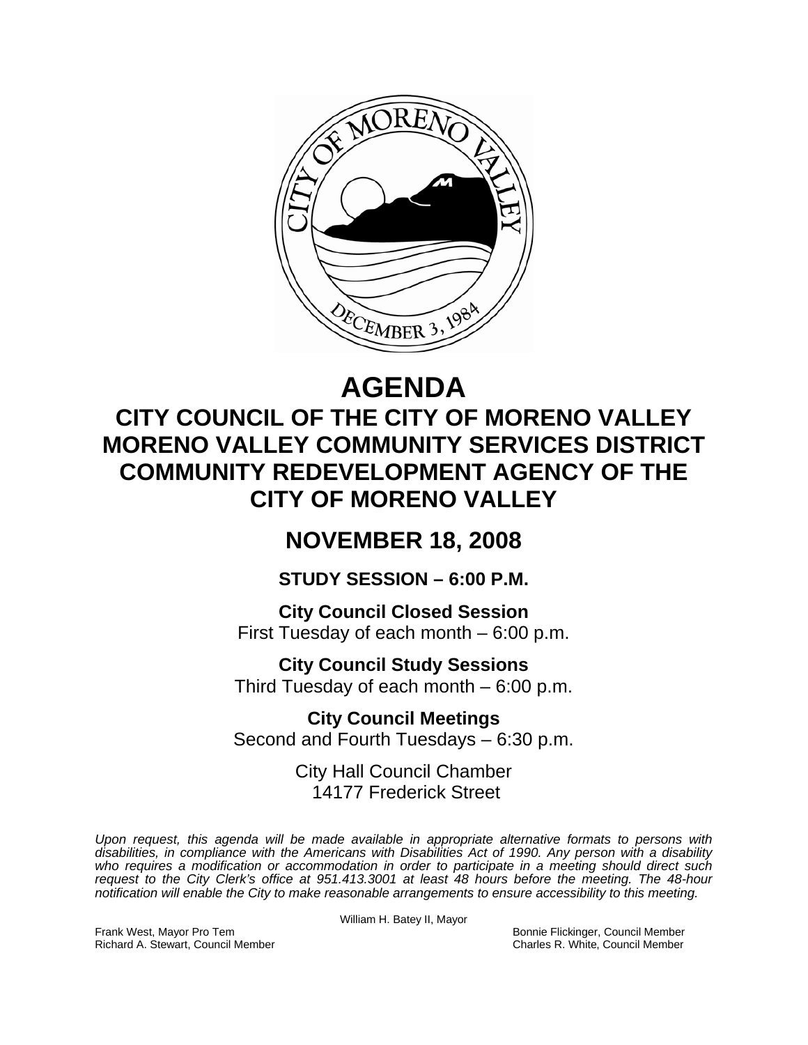# AGENDA

## CITY COUNCIL OF THE CITY OF MORENO VALLEY MORENO VALLEY COMMUNITY SERVICES DISTRICT COMMUNITY REDEVELOPMENT AGENCY OF THE CITY OF MORENO VALLEY

## NOVEMBER 18, 2008

### STUDY SESSION – 6:00 P.M.

**City Council Closed Session**
First Tuesday of each month – 6:00 p.m.

**City Council Study Sessions**
Third Tuesday of each month – 6:00 p.m.

**City Council Meetings**
Second and Fourth Tuesdays – 6:30 p.m.

City Hall Council Chamber
14177 Frederick Street

*Upon request, this agenda will be made available in appropriate alternative formats to persons with disabilities, in compliance with the Americans with Disabilities Act of 1990. Any person with a disability who requires a modification or accommodation in order to participate in a meeting should direct such request to the City Clerk's office at 951.413.3001 at least 48 hours before the meeting. The 48-hour notification will enable the City to make reasonable arrangements to ensure accessibility to this meeting.*

William H. Batey II, Mayor

Frank West, Mayor Pro Tem
Richard A. Stewart, Council Member
Bonnie Flickinger, Council Member
Charles R. White, Council Member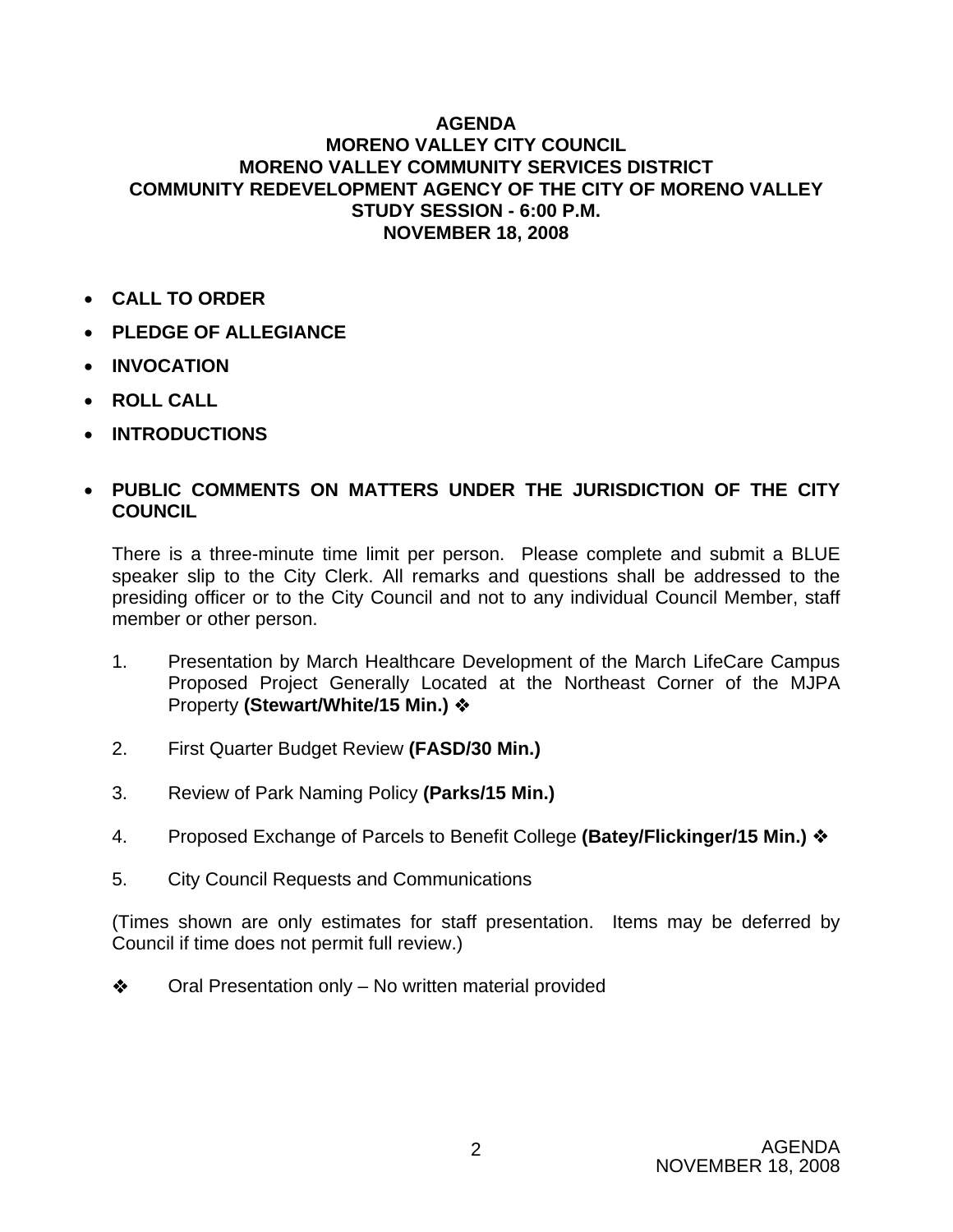**AGENDA**
**MORENO VALLEY CITY COUNCIL**
**MORENO VALLEY COMMUNITY SERVICES DISTRICT**
**COMMUNITY REDEVELOPMENT AGENCY OF THE CITY OF MORENO VALLEY**
**STUDY SESSION - 6:00 P.M.**
**NOVEMBER 18, 2008**

- **CALL TO ORDER**
- **PLEDGE OF ALLEGIANCE**
- **INVOCATION**
- **ROLL CALL**
- **INTRODUCTIONS**

- **PUBLIC COMMENTS ON MATTERS UNDER THE JURISDICTION OF THE CITY COUNCIL**

  There is a three-minute time limit per person. Please complete and submit a BLUE speaker slip to the City Clerk. All remarks and questions shall be addressed to the presiding officer or to the City Council and not to any individual Council Member, staff member or other person.

1. Presentation by March Healthcare Development of the March LifeCare Campus Proposed Project Generally Located at the Northeast Corner of the MJPA Property **(Stewart/White/15 Min.)** ❖

2. First Quarter Budget Review **(FASD/30 Min.)**

3. Review of Park Naming Policy **(Parks/15 Min.)**

4. Proposed Exchange of Parcels to Benefit College **(Batey/Flickinger/15 Min.)** ❖

5. City Council Requests and Communications

(Times shown are only estimates for staff presentation. Items may be deferred by Council if time does not permit full review.)

❖ Oral Presentation only – No written material provided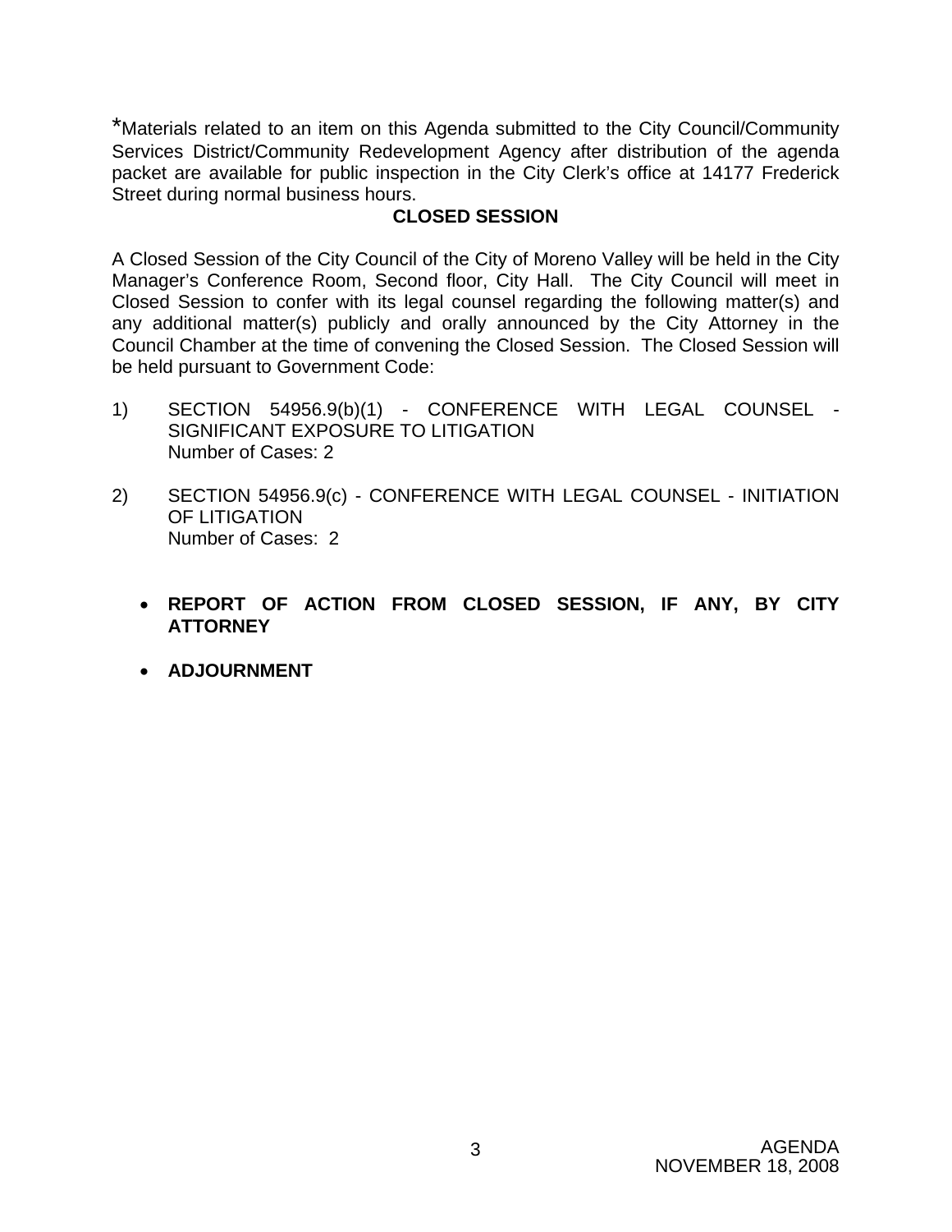*Materials related to an item on this Agenda submitted to the City Council/Community Services District/Community Redevelopment Agency after distribution of the agenda packet are available for public inspection in the City Clerk's office at 14177 Frederick Street during normal business hours.

## CLOSED SESSION

A Closed Session of the City Council of the City of Moreno Valley will be held in the City Manager's Conference Room, Second floor, City Hall. The City Council will meet in Closed Session to confer with its legal counsel regarding the following matter(s) and any additional matter(s) publicly and orally announced by the City Attorney in the Council Chamber at the time of convening the Closed Session. The Closed Session will be held pursuant to Government Code:

1) SECTION 54956.9(b)(1) - CONFERENCE WITH LEGAL COUNSEL - SIGNIFICANT EXPOSURE TO LITIGATION
   Number of Cases: 2

2) SECTION 54956.9(c) - CONFERENCE WITH LEGAL COUNSEL - INITIATION OF LITIGATION
   Number of Cases: 2

- **REPORT OF ACTION FROM CLOSED SESSION, IF ANY, BY CITY ATTORNEY**

- **ADJOURNMENT**